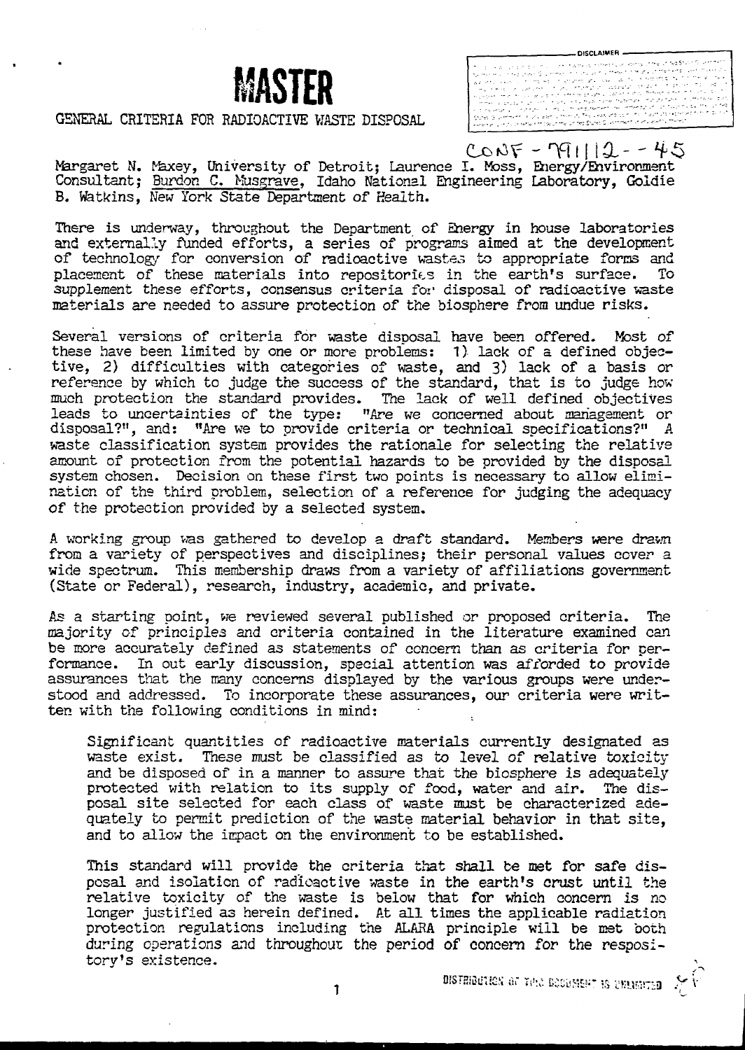# MASTER

GENERAL CRITERIA FOR RADIOACTIVE WASTE DISPOSAL

CONF-791112--45

Margaret N. Maxey, University of Detroit; Laurence I. Moss, Energy/Environment Consultant; Burdon C. Musgrave, Idaho National Engineering Laboratory, Goldie B. Watkins, New York State Department of Health.

There is underway, throughout the Department of Energy in house laboratories and externally funded efforts, a series of programs aimed at the development of technology for conversion of radioactive wastes to appropriate forms and placement of these materials into repositories in the earth's surface. To supplement these efforts, consensus criteria for disposal of radioactive waste materials are needed to assure protection of the biosphere from undue risks.

Several versions of criteria for waste disposal have been offered. Most of these have been limited by one or more problems: 1) lack of a defined objective, 2) difficulties with categories of waste, and 3) lack of a basis or reference by which to judge the success of the standard, that is to judge how much protection the standard provides. The lack of well defined objectives leads to uncertainties of the type: "Are we concerned about management or disposal?", and: "Are we to provide criteria or technical specifications?" A waste classification system provides the rationale for selecting the relative amount of protection from the potential hazards to be provided by the disposal system chosen. Decision on these first two points is necessary to allow elimination of the third problem, selection of a reference for judging the adequacy of the protection provided by a selected system.

A working group was gathered to develop a draft standard. Members were drawn from a variety of perspectives and disciplines; their personal values cover a wide spectrum. This membership draws from a variety of affiliations government (State or Federal), research, industry, academic, and private.

As a starting point, we reviewed several published or proposed criteria. The majority of principles and criteria contained in the literature examined can be more accurately defined as statements of concern than as criteria for performance. In out early discussion, special attention was afforded to provide assurances that the many concerns displayed by the various groups were understood and addressed. To incorporate these assurances, our criteria were written with the following conditions in mind:

> Significant quantities of radioactive materials currently designated as waste exist. These must be classified as to level of relative toxicity and be disposed of in a manner to assure that the biosphere is adequately protected with relation to its supply of food, water and air. The disposal site selected for each class of waste must be characterized adequately to permit prediction of the waste material behavior in that site, and to allow the impact on the environment to be established.
>
> This standard will provide the criteria that shall be met for safe disposal and isolation of radioactive waste in the earth's crust until the relative toxicity of the waste is below that for which concern is no longer justified as herein defined. At all times the applicable radiation protection regulations including the ALARA principle will be met both during operations and throughout the period of concern for the repository's existence.

DISTRIBUTION OF THIS DOCUMENT IS UNLIMITED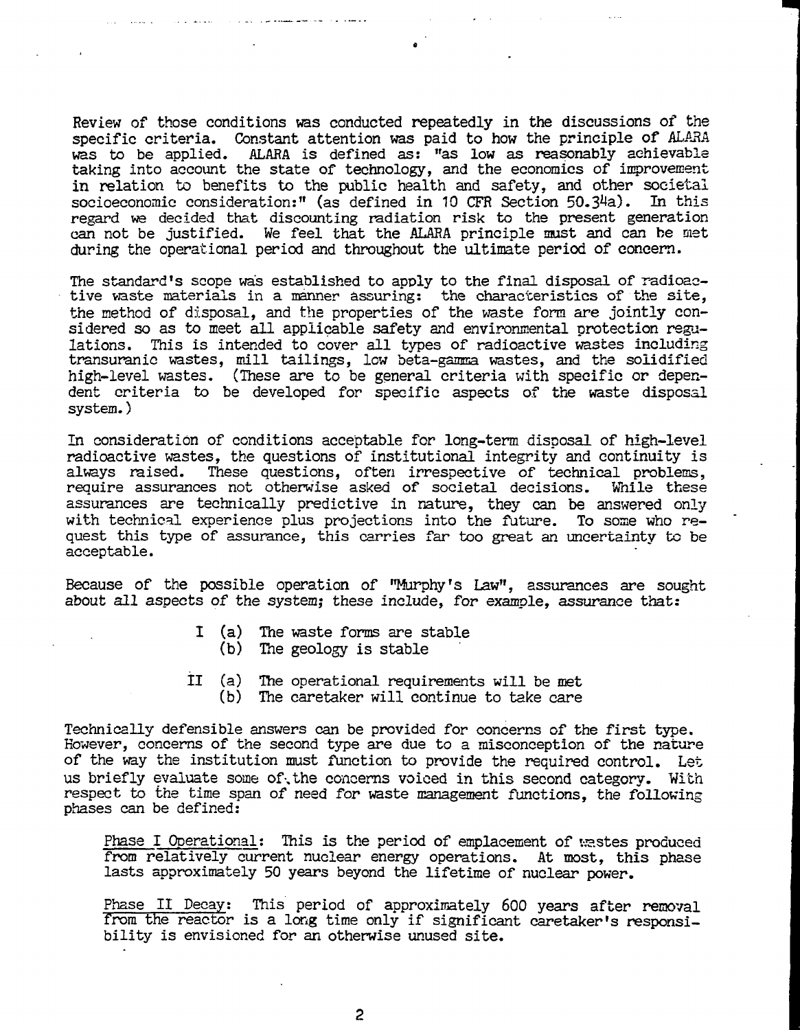Review of those conditions was conducted repeatedly in the discussions of the specific criteria. Constant attention was paid to how the principle of ALARA was to be applied. ALARA is defined as: "as low as reasonably achievable taking into account the state of technology, and the economics of improvement in relation to benefits to the public health and safety, and other societal socioeconomic consideration:" (as defined in 10 CFR Section 50.34a). In this regard we decided that discounting radiation risk to the present generation can not be justified. We feel that the ALARA principle must and can be met during the operational period and throughout the ultimate period of concern.

The standard's scope was established to apply to the final disposal of radioactive waste materials in a manner assuring: the characteristics of the site, the method of disposal, and the properties of the waste form are jointly considered so as to meet all applicable safety and environmental protection regulations. This is intended to cover all types of radioactive wastes including transuranic wastes, mill tailings, low beta-gamma wastes, and the solidified high-level wastes. (These are to be general criteria with specific or dependent criteria to be developed for specific aspects of the waste disposal system.)

In consideration of conditions acceptable for long-term disposal of high-level radioactive wastes, the questions of institutional integrity and continuity is always raised. These questions, often irrespective of technical problems, require assurances not otherwise asked of societal decisions. While these assurances are technically predictive in nature, they can be answered only with technical experience plus projections into the future. To some who request this type of assurance, this carries far too great an uncertainty to be acceptable.

Because of the possible operation of "Murphy's Law", assurances are sought about all aspects of the system; these include, for example, assurance that:

- I (a) The waste forms are stable
  - (b) The geology is stable
- II (a) The operational requirements will be met
  - (b) The caretaker will continue to take care

Technically defensible answers can be provided for concerns of the first type. However, concerns of the second type are due to a misconception of the nature of the way the institution must function to provide the required control. Let us briefly evaluate some of the concerns voiced in this second category. With respect to the time span of need for waste management functions, the following phases can be defined:

<u>Phase I Operational</u>: This is the period of emplacement of wastes produced from relatively current nuclear energy operations. At most, this phase lasts approximately 50 years beyond the lifetime of nuclear power.

<u>Phase II Decay</u>: This period of approximately 600 years after removal from the reactor is a long time only if significant caretaker's responsibility is envisioned for an otherwise unused site.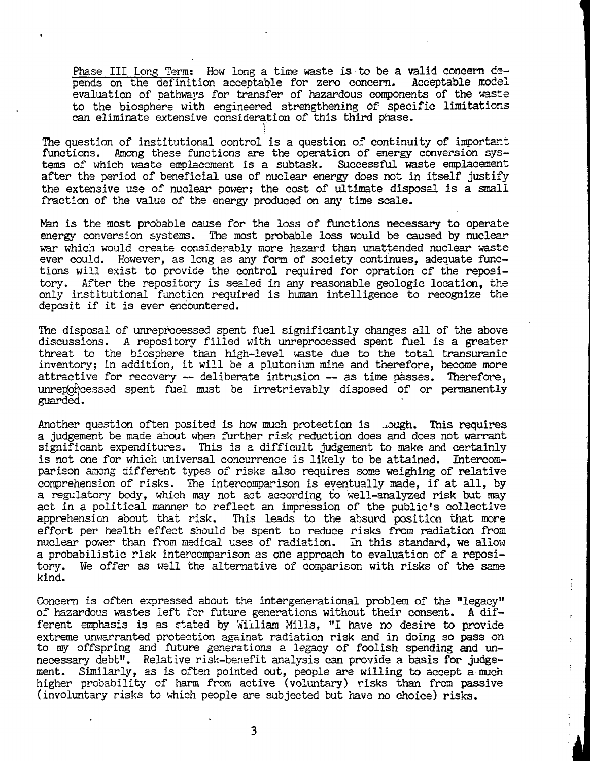Phase III Long Term: How long a time waste is to be a valid concern depends on the definition acceptable for zero concern. Acceptable model evaluation of pathways for transfer of hazardous components of the waste to the biosphere with engineered strengthening of specific limitations can eliminate extensive consideration of this third phase.

The question of institutional control is a question of continuity of important functions. Among these functions are the operation of energy conversion systems of which waste emplacement is a subtask. Successful waste emplacement after the period of beneficial use of nuclear energy does not in itself justify the extensive use of nuclear power; the cost of ultimate disposal is a small fraction of the value of the energy produced on any time scale.

Man is the most probable cause for the loss of functions necessary to operate energy conversion systems. The most probable loss would be caused by nuclear war which would create considerably more hazard than unattended nuclear waste ever could. However, as long as any form of society continues, adequate functions will exist to provide the control required for opration of the repository. After the repository is sealed in any reasonable geologic location, the only institutional function required is human intelligence to recognize the deposit if it is ever encountered.

The disposal of unreprocessed spent fuel significantly changes all of the above discussions. A repository filled with unreprocessed spent fuel is a greater threat to the biosphere than high-level waste due to the total transuranic inventory; in addition, it will be a plutonium mine and therefore, become more attractive for recovery -- deliberate intrusion -- as time passes. Therefore, unreprocessed spent fuel must be irretrievably disposed of or permanently guarded.

Another question often posited is how much protection is enough. This requires a judgement be made about when further risk reduction does and does not warrant significant expenditures. This is a difficult judgement to make and certainly is not one for which universal concurrence is likely to be attained. Intercomparison among different types of risks also requires some weighing of relative comprehension of risks. The intercomparison is eventually made, if at all, by a regulatory body, which may not act according to well-analyzed risk but may act in a political manner to reflect an impression of the public's collective apprehension about that risk. This leads to the absurd position that more effort per health effect should be spent to reduce risks from radiation from nuclear power than from medical uses of radiation. In this standard, we allow a probabilistic risk intercomparison as one approach to evaluation of a repository. We offer as well the alternative of comparison with risks of the same kind.

Concern is often expressed about the intergenerational problem of the "legacy" of hazardous wastes left for future generations without their consent. A different emphasis is as stated by William Mills, "I have no desire to provide extreme unwarranted protection against radiation risk and in doing so pass on to my offspring and future generations a legacy of foolish spending and unnecessary debt". Relative risk-benefit analysis can provide a basis for judgement. Similarly, as is often pointed out, people are willing to accept a much higher probability of harm from active (voluntary) risks than from passive (involuntary risks to which people are subjected but have no choice) risks.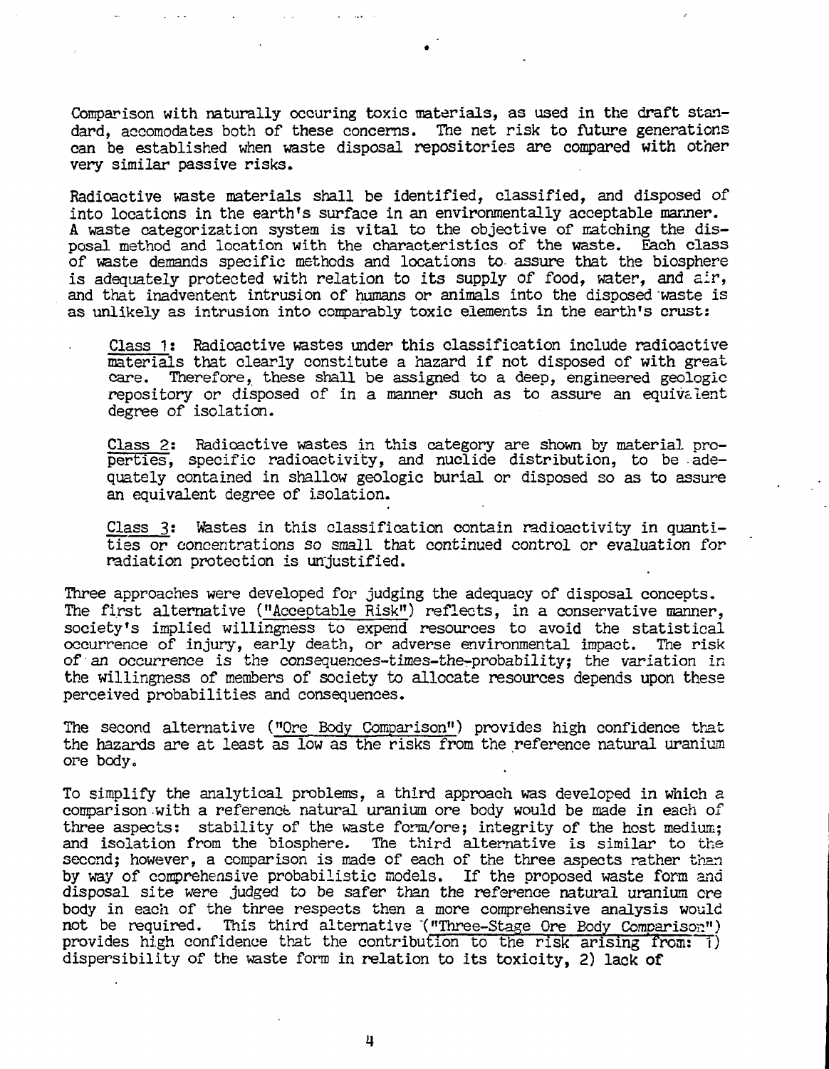Comparison with naturally occuring toxic materials, as used in the draft standard, accomodates both of these concerns. The net risk to future generations can be established when waste disposal repositories are compared with other very similar passive risks.

Radioactive waste materials shall be identified, classified, and disposed of into locations in the earth's surface in an environmentally acceptable manner. A waste categorization system is vital to the objective of matching the disposal method and location with the characteristics of the waste. Each class of waste demands specific methods and locations to assure that the biosphere is adequately protected with relation to its supply of food, water, and air, and that inadventent intrusion of humans or animals into the disposed waste is as unlikely as intrusion into comparably toxic elements in the earth's crust:

> Class 1: Radioactive wastes under this classification include radioactive materials that clearly constitute a hazard if not disposed of with great care. Therefore, these shall be assigned to a deep, engineered geologic repository or disposed of in a manner such as to assure an equivalent degree of isolation.
>
> Class 2: Radioactive wastes in this category are shown by material properties, specific radioactivity, and nuclide distribution, to be adequately contained in shallow geologic burial or disposed so as to assure an equivalent degree of isolation.
>
> Class 3: Wastes in this classification contain radioactivity in quantities or concentrations so small that continued control or evaluation for radiation protection is unjustified.

Three approaches were developed for judging the adequacy of disposal concepts. The first alternative ("Acceptable Risk") reflects, in a conservative manner, society's implied willingness to expend resources to avoid the statistical occurrence of injury, early death, or adverse environmental impact. The risk of an occurrence is the consequences-times-the-probability; the variation in the willingness of members of society to allocate resources depends upon these perceived probabilities and consequences.

The second alternative ("Ore Body Comparison") provides high confidence that the hazards are at least as low as the risks from the reference natural uranium ore body.

To simplify the analytical problems, a third approach was developed in which a comparison with a reference natural uranium ore body would be made in each of three aspects: stability of the waste form/ore; integrity of the host medium; and isolation from the biosphere. The third alternative is similar to the second; however, a comparison is made of each of the three aspects rather than by way of comprehensive probabilistic models. If the proposed waste form and disposal site were judged to be safer than the reference natural uranium ore body in each of the three respects then a more comprehensive analysis would not be required. This third alternative ("Three-Stage Ore Body Comparison") provides high confidence that the contribution to the risk arising from: 1) dispersibility of the waste form in relation to its toxicity, 2) lack of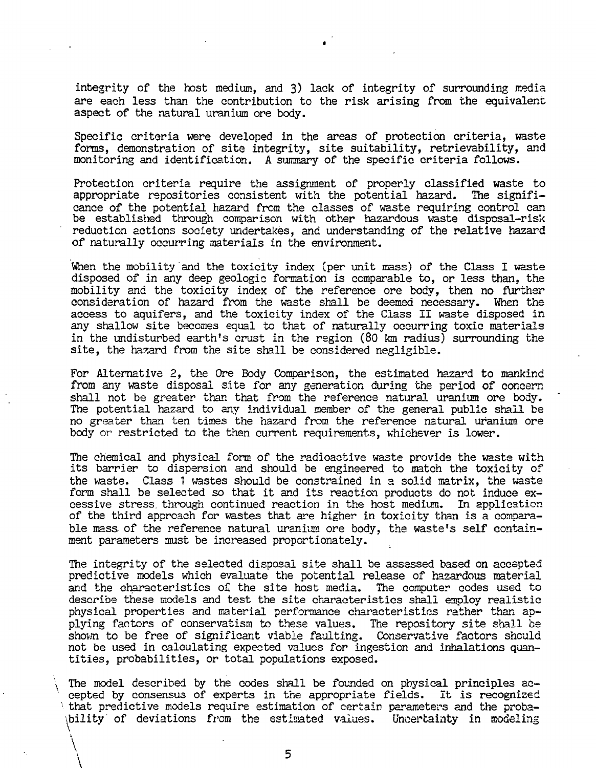integrity of the host medium, and 3) lack of integrity of surrounding media are each less than the contribution to the risk arising from the equivalent aspect of the natural uranium ore body.

Specific criteria were developed in the areas of protection criteria, waste forms, demonstration of site integrity, site suitability, retrievability, and monitoring and identification. A summary of the specific criteria follows.

Protection criteria require the assignment of properly classified waste to appropriate repositories consistent with the potential hazard. The significance of the potential hazard from the classes of waste requiring control can be established through comparison with other hazardous waste disposal-risk reduction actions society undertakes, and understanding of the relative hazard of naturally occurring materials in the environment.

When the mobility and the toxicity index (per unit mass) of the Class I waste disposed of in any deep geologic formation is comparable to, or less than, the mobility and the toxicity index of the reference ore body, then no further consideration of hazard from the waste shall be deemed necessary. When the access to aquifers, and the toxicity index of the Class II waste disposed in any shallow site becomes equal to that of naturally occurring toxic materials in the undisturbed earth's crust in the region (80 km radius) surrounding the site, the hazard from the site shall be considered negligible.

For Alternative 2, the Ore Body Comparison, the estimated hazard to mankind from any waste disposal site for any generation during the period of concern shall not be greater than that from the reference natural uranium ore body. The potential hazard to any individual member of the general public shall be no greater than ten times the hazard from the reference natural uranium ore body or restricted to the then current requirements, whichever is lower.

The chemical and physical form of the radioactive waste provide the waste with its barrier to dispersion and should be engineered to match the toxicity of the waste. Class 1 wastes should be constrained in a solid matrix, the waste form shall be selected so that it and its reaction products do not induce excessive stress through continued reaction in the host medium. In application of the third approach for wastes that are higher in toxicity than is a comparable mass of the reference natural uranium ore body, the waste's self containment parameters must be increased proportionately.

The integrity of the selected disposal site shall be assessed based on accepted predictive models which evaluate the potential release of hazardous material and the characteristics of the site host media. The computer codes used to describe these models and test the site characteristics shall employ realistic physical properties and material performance characteristics rather than applying factors of conservatism to these values. The repository site shall be shown to be free of significant viable faulting. Conservative factors should not be used in calculating expected values for ingestion and inhalations quantities, probabilities, or total populations exposed.

The model described by the codes shall be founded on physical principles accepted by consensus of experts in the appropriate fields. It is recognized that predictive models require estimation of certain parameters and the probability of deviations from the estimated values. Uncertainty in modeling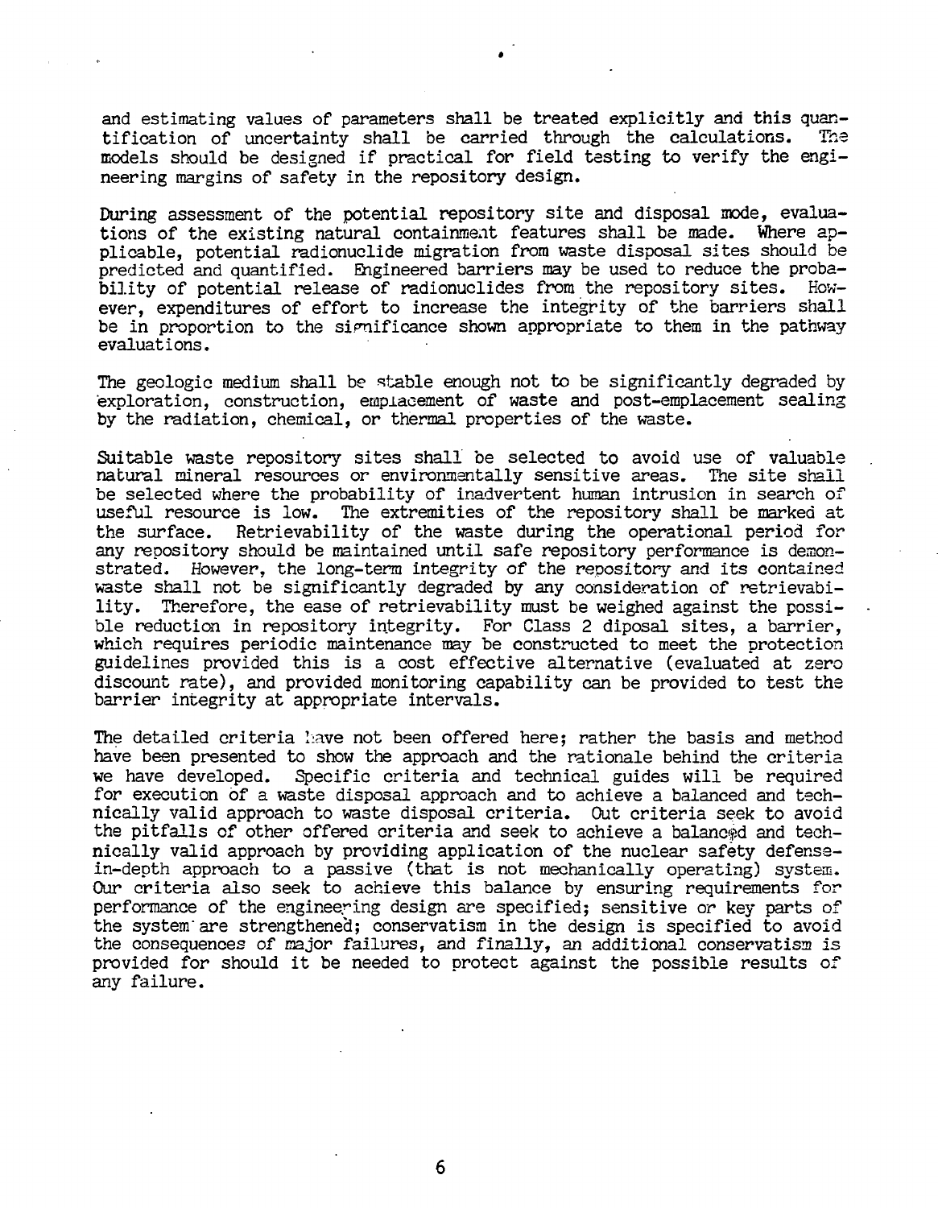and estimating values of parameters shall be treated explicitly and this quantification of uncertainty shall be carried through the calculations. The models should be designed if practical for field testing to verify the engineering margins of safety in the repository design.

During assessment of the potential repository site and disposal mode, evaluations of the existing natural containment features shall be made. Where applicable, potential radionuclide migration from waste disposal sites should be predicted and quantified. Engineered barriers may be used to reduce the probability of potential release of radionuclides from the repository sites. However, expenditures of effort to increase the integrity of the barriers shall be in proportion to the significance shown appropriate to them in the pathway evaluations.

The geologic medium shall be stable enough not to be significantly degraded by exploration, construction, emplacement of waste and post-emplacement sealing by the radiation, chemical, or thermal properties of the waste.

Suitable waste repository sites shall be selected to avoid use of valuable natural mineral resources or environmentally sensitive areas. The site shall be selected where the probability of inadvertent human intrusion in search of useful resource is low. The extremities of the repository shall be marked at the surface. Retrievability of the waste during the operational period for any repository should be maintained until safe repository performance is demonstrated. However, the long-term integrity of the repository and its contained waste shall not be significantly degraded by any consideration of retrievability. Therefore, the ease of retrievability must be weighed against the possible reduction in repository integrity. For Class 2 diposal sites, a barrier, which requires periodic maintenance may be constructed to meet the protection guidelines provided this is a cost effective alternative (evaluated at zero discount rate), and provided monitoring capability can be provided to test the barrier integrity at appropriate intervals.

The detailed criteria have not been offered here; rather the basis and method have been presented to show the approach and the rationale behind the criteria we have developed. Specific criteria and technical guides will be required for execution of a waste disposal approach and to achieve a balanced and technically valid approach to waste disposal criteria. Out criteria seek to avoid the pitfalls of other offered criteria and seek to achieve a balanced and technically valid approach by providing application of the nuclear safety defense-in-depth approach to a passive (that is not mechanically operating) system. Our criteria also seek to achieve this balance by ensuring requirements for performance of the engineering design are specified; sensitive or key parts of the system are strengthened; conservatism in the design is specified to avoid the consequences of major failures, and finally, an additional conservatism is provided for should it be needed to protect against the possible results of any failure.